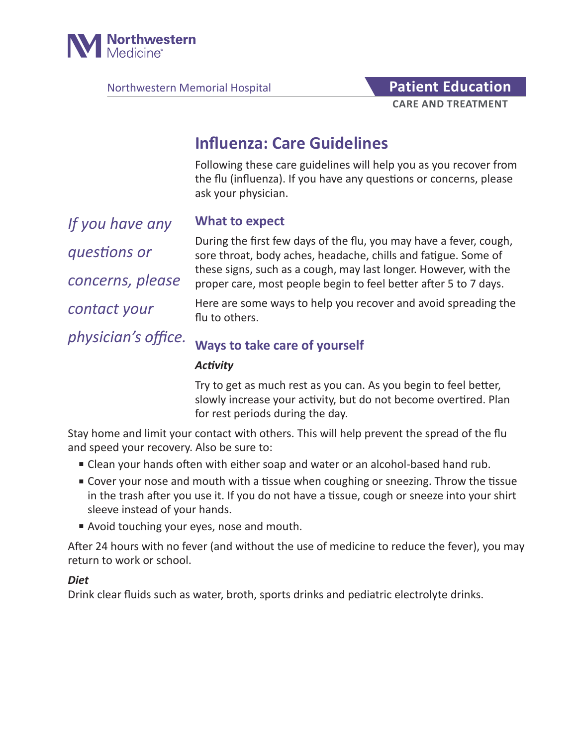Northwestern Medicine

Northwestern Memorial Hospital

**Patient Education**

**CARE AND TREATMENT**

# Influenza: Care Guidelines

Following these care guidelines will help you as you recover from the flu (influenza). If you have any questions or concerns, please ask your physician.

*If you have any questions or concerns, please contact your physician's office.*

## What to expect

During the first few days of the flu, you may have a fever, cough, sore throat, body aches, headache, chills and fatigue. Some of these signs, such as a cough, may last longer. However, with the proper care, most people begin to feel better after 5 to 7 days.

Here are some ways to help you recover and avoid spreading the flu to others.

## Ways to take care of yourself

### *Activity*

Try to get as much rest as you can. As you begin to feel better, slowly increase your activity, but do not become overtired. Plan for rest periods during the day.

Stay home and limit your contact with others. This will help prevent the spread of the flu and speed your recovery. Also be sure to:

- Clean your hands often with either soap and water or an alcohol-based hand rub.
- Cover your nose and mouth with a tissue when coughing or sneezing. Throw the tissue in the trash after you use it. If you do not have a tissue, cough or sneeze into your shirt sleeve instead of your hands.
- Avoid touching your eyes, nose and mouth.

After 24 hours with no fever (and without the use of medicine to reduce the fever), you may return to work or school.

### *Diet*

Drink clear fluids such as water, broth, sports drinks and pediatric electrolyte drinks.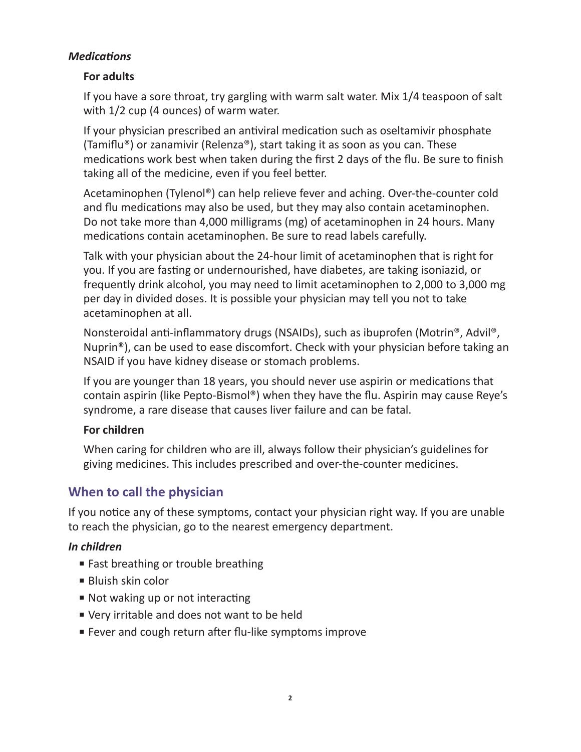### *Medications*

**For adults**

If you have a sore throat, try gargling with warm salt water. Mix 1/4 teaspoon of salt with 1/2 cup (4 ounces) of warm water.

If your physician prescribed an antiviral medication such as oseltamivir phosphate (Tamiflu®) or zanamivir (Relenza®), start taking it as soon as you can. These medications work best when taken during the first 2 days of the flu. Be sure to finish taking all of the medicine, even if you feel better.

Acetaminophen (Tylenol®) can help relieve fever and aching. Over-the-counter cold and flu medications may also be used, but they may also contain acetaminophen. Do not take more than 4,000 milligrams (mg) of acetaminophen in 24 hours. Many medications contain acetaminophen. Be sure to read labels carefully.

Talk with your physician about the 24-hour limit of acetaminophen that is right for you. If you are fasting or undernourished, have diabetes, are taking isoniazid, or frequently drink alcohol, you may need to limit acetaminophen to 2,000 to 3,000 mg per day in divided doses. It is possible your physician may tell you not to take acetaminophen at all.

Nonsteroidal anti-inflammatory drugs (NSAIDs), such as ibuprofen (Motrin®, Advil®, Nuprin®), can be used to ease discomfort. Check with your physician before taking an NSAID if you have kidney disease or stomach problems.

If you are younger than 18 years, you should never use aspirin or medications that contain aspirin (like Pepto-Bismol®) when they have the flu. Aspirin may cause Reye's syndrome, a rare disease that causes liver failure and can be fatal.

**For children**

When caring for children who are ill, always follow their physician's guidelines for giving medicines. This includes prescribed and over-the-counter medicines.

## When to call the physician

If you notice any of these symptoms, contact your physician right way. If you are unable to reach the physician, go to the nearest emergency department.

### *In children*

- Fast breathing or trouble breathing
- Bluish skin color
- Not waking up or not interacting
- Very irritable and does not want to be held
- Fever and cough return after flu-like symptoms improve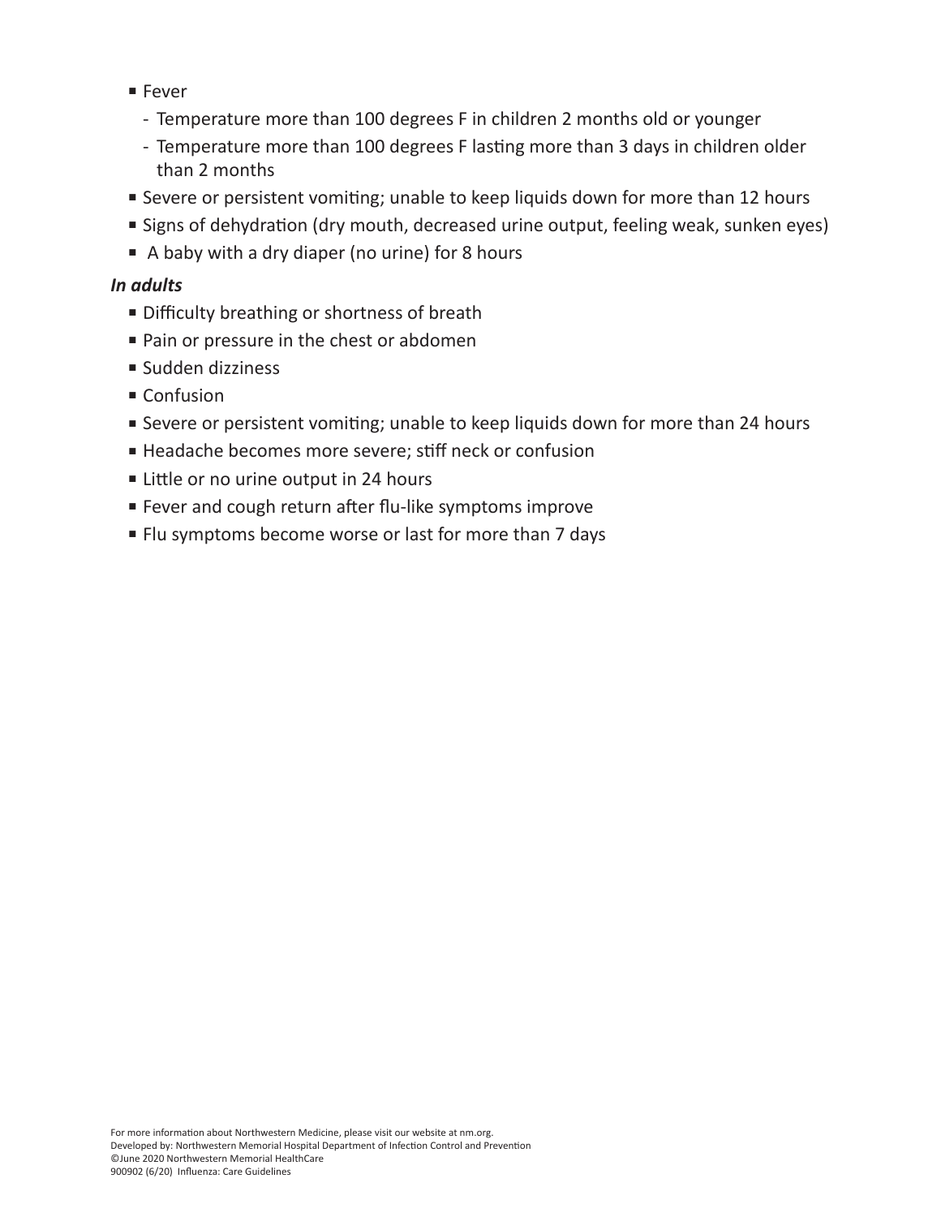- Fever
  - Temperature more than 100 degrees F in children 2 months old or younger
  - Temperature more than 100 degrees F lasting more than 3 days in children older than 2 months
- Severe or persistent vomiting; unable to keep liquids down for more than 12 hours
- Signs of dehydration (dry mouth, decreased urine output, feeling weak, sunken eyes)
- A baby with a dry diaper (no urine) for 8 hours

***In adults***

- Difficulty breathing or shortness of breath
- Pain or pressure in the chest or abdomen
- Sudden dizziness
- Confusion
- Severe or persistent vomiting; unable to keep liquids down for more than 24 hours
- Headache becomes more severe; stiff neck or confusion
- Little or no urine output in 24 hours
- Fever and cough return after flu-like symptoms improve
- Flu symptoms become worse or last for more than 7 days

For more information about Northwestern Medicine, please visit our website at nm.org.
Developed by: Northwestern Memorial Hospital Department of Infection Control and Prevention
©June 2020 Northwestern Memorial HealthCare
900902 (6/20) Influenza: Care Guidelines